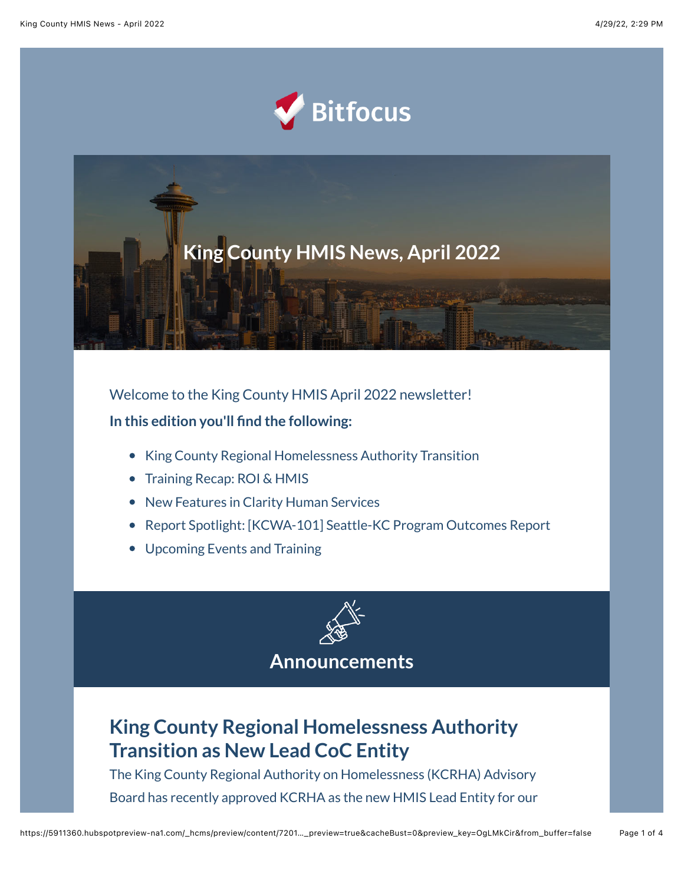Bitfocus

# King County HMIS News, April 2022

Welcome to the King County HMIS April 2022 newsletter!

**In this edition you'll find the following:**

- King County Regional Homelessness Authority Transition
- Training Recap: ROI & HMIS
- New Features in Clarity Human Services
- Report Spotlight: [KCWA-101] Seattle-KC Program Outcomes Report
- Upcoming Events and Training

## Announcements

### King County Regional Homelessness Authority Transition as New Lead CoC Entity

The King County Regional Authority on Homelessness (KCRHA) Advisory Board has recently approved KCRHA as the new HMIS Lead Entity for our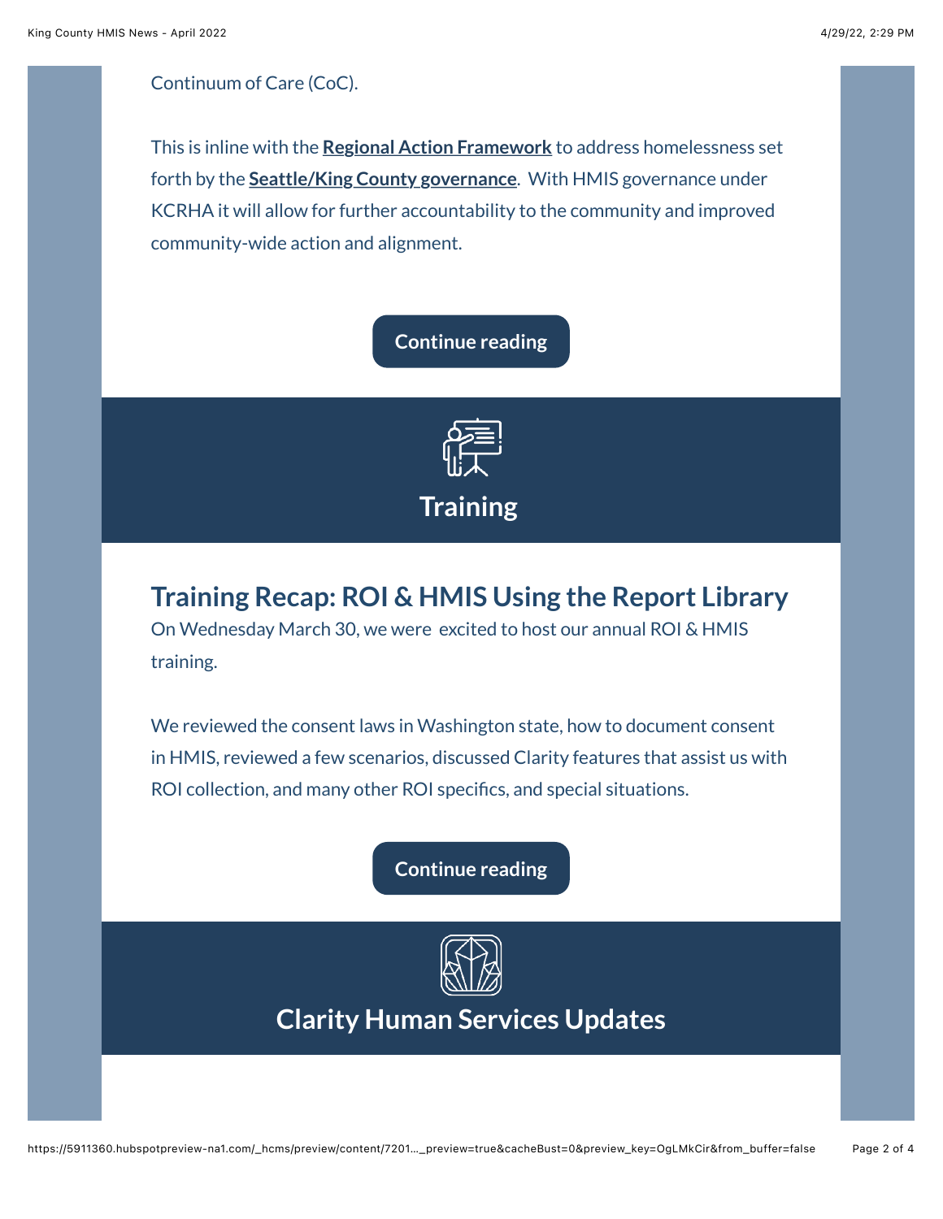Continuum of Care (CoC).

This is inline with the **Regional Action Framework** to address homelessness set forth by the **Seattle/King County governance**. With HMIS governance under KCRHA it will allow for further accountability to the community and improved community-wide action and alignment.

**Continue reading**

# Training

## Training Recap: ROI & HMIS Using the Report Library

On Wednesday March 30, we were excited to host our annual ROI & HMIS training.

We reviewed the consent laws in Washington state, how to document consent in HMIS, reviewed a few scenarios, discussed Clarity features that assist us with ROI collection, and many other ROI specifics, and special situations.

**Continue reading**

# Clarity Human Services Updates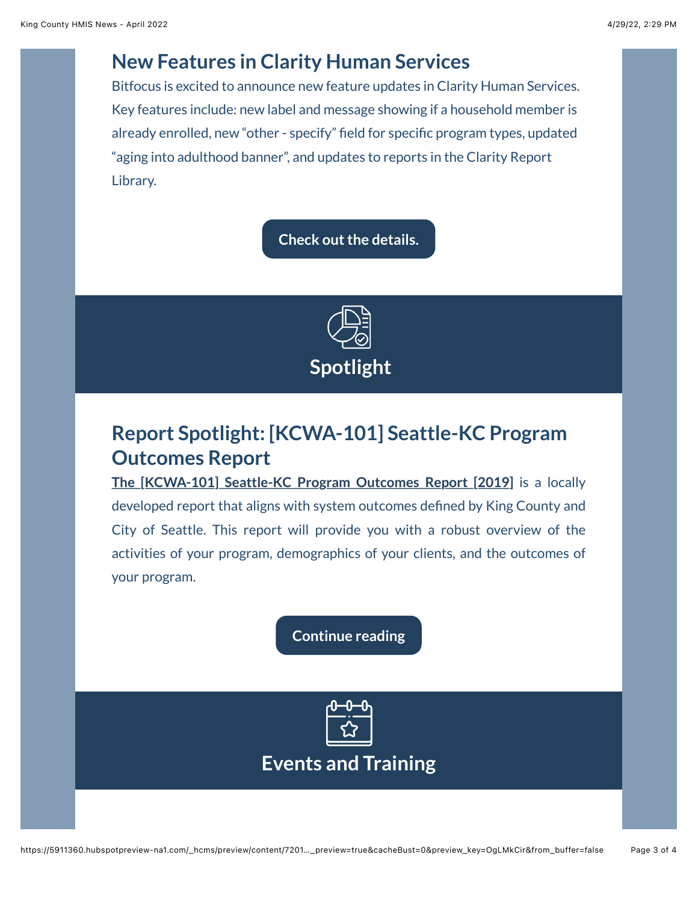## New Features in Clarity Human Services

Bitfocus is excited to announce new feature updates in Clarity Human Services. Key features include: new label and message showing if a household member is already enrolled, new "other - specify" field for specific program types, updated "aging into adulthood banner", and updates to reports in the Clarity Report Library.

**Check out the details.**

# Spotlight

## Report Spotlight: [KCWA-101] Seattle-KC Program Outcomes Report

**The [KCWA-101] Seattle-KC Program Outcomes Report [2019]** is a locally developed report that aligns with system outcomes defined by King County and City of Seattle. This report will provide you with a robust overview of the activities of your program, demographics of your clients, and the outcomes of your program.

**Continue reading**

# Events and Training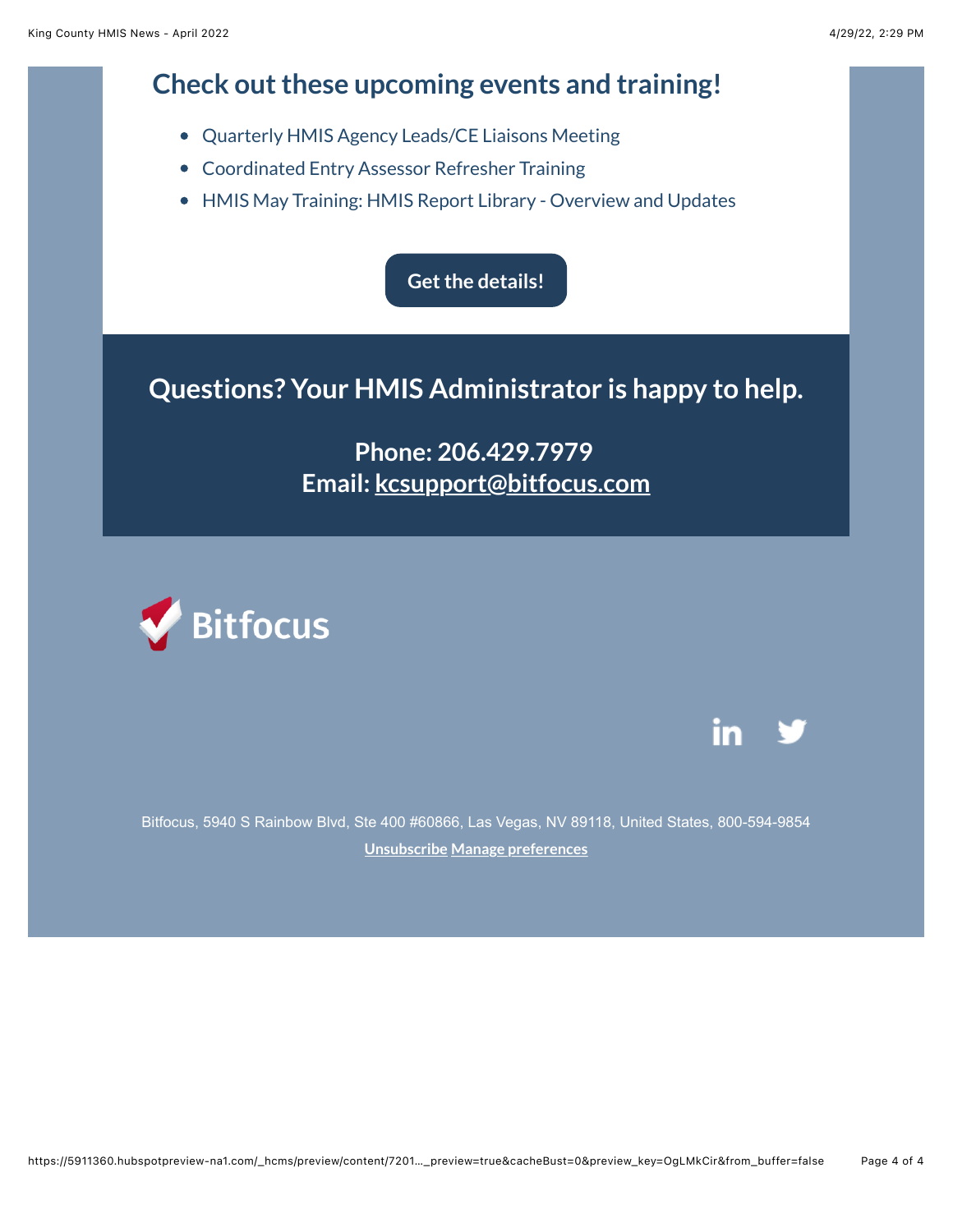## Check out these upcoming events and training!

- Quarterly HMIS Agency Leads/CE Liaisons Meeting
- Coordinated Entry Assessor Refresher Training
- HMIS May Training: HMIS Report Library - Overview and Updates

**Get the details!**

## Questions? Your HMIS Administrator is happy to help.

**Phone: 206.429.7979**
**Email: kcsupport@bitfocus.com**

Bitfocus

Bitfocus, 5940 S Rainbow Blvd, Ste 400 #60866, Las Vegas, NV 89118, United States, 800-594-9854

Unsubscribe Manage preferences